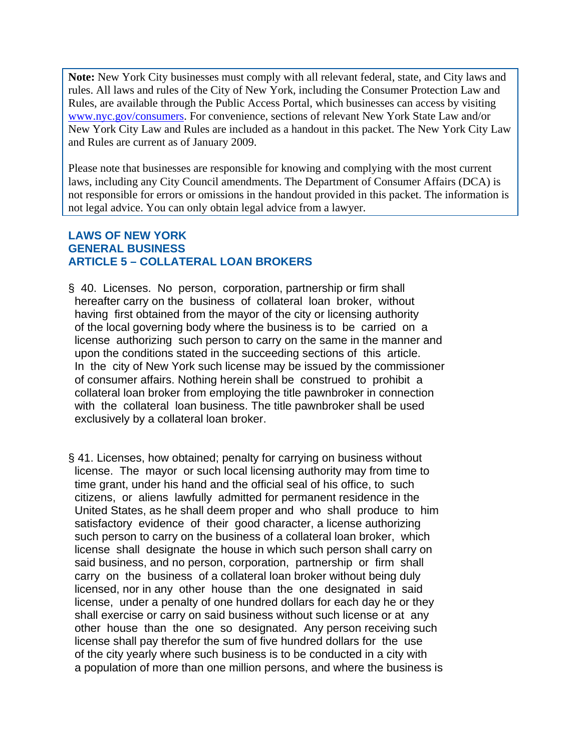**Note:** New York City businesses must comply with all relevant federal, state, and City laws and rules. All laws and rules of the City of New York, including the Consumer Protection Law and Rules, are available through the Public Access Portal, which businesses can access by visiting www.nyc.gov/consumers. For convenience, sections of relevant New York State Law and/or New York City Law and Rules are included as a handout in this packet. The New York City Law and Rules are current as of January 2009.

Please note that businesses are responsible for knowing and complying with the most current laws, including any City Council amendments. The Department of Consumer Affairs (DCA) is not responsible for errors or omissions in the handout provided in this packet. The information is not legal advice. You can only obtain legal advice from a lawyer.

## LAWS OF NEW YORK
## GENERAL BUSINESS
## ARTICLE 5 – COLLATERAL LOAN BROKERS

§ 40. Licenses. No person, corporation, partnership or firm shall hereafter carry on the business of collateral loan broker, without having first obtained from the mayor of the city or licensing authority of the local governing body where the business is to be carried on a license authorizing such person to carry on the same in the manner and upon the conditions stated in the succeeding sections of this article. In the city of New York such license may be issued by the commissioner of consumer affairs. Nothing herein shall be construed to prohibit a collateral loan broker from employing the title pawnbroker in connection with the collateral loan business. The title pawnbroker shall be used exclusively by a collateral loan broker.

§ 41. Licenses, how obtained; penalty for carrying on business without license. The mayor or such local licensing authority may from time to time grant, under his hand and the official seal of his office, to such citizens, or aliens lawfully admitted for permanent residence in the United States, as he shall deem proper and who shall produce to him satisfactory evidence of their good character, a license authorizing such person to carry on the business of a collateral loan broker, which license shall designate the house in which such person shall carry on said business, and no person, corporation, partnership or firm shall carry on the business of a collateral loan broker without being duly licensed, nor in any other house than the one designated in said license, under a penalty of one hundred dollars for each day he or they shall exercise or carry on said business without such license or at any other house than the one so designated. Any person receiving such license shall pay therefor the sum of five hundred dollars for the use of the city yearly where such business is to be conducted in a city with a population of more than one million persons, and where the business is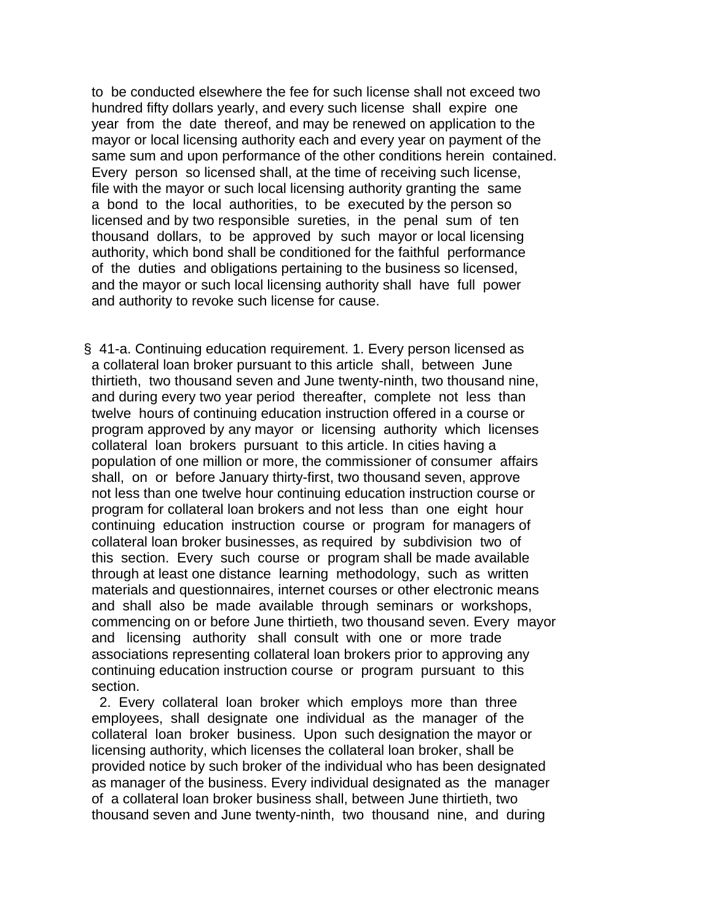to be conducted elsewhere the fee for such license shall not exceed two hundred fifty dollars yearly, and every such license shall expire one year from the date thereof, and may be renewed on application to the mayor or local licensing authority each and every year on payment of the same sum and upon performance of the other conditions herein contained. Every person so licensed shall, at the time of receiving such license, file with the mayor or such local licensing authority granting the same a bond to the local authorities, to be executed by the person so licensed and by two responsible sureties, in the penal sum of ten thousand dollars, to be approved by such mayor or local licensing authority, which bond shall be conditioned for the faithful performance of the duties and obligations pertaining to the business so licensed, and the mayor or such local licensing authority shall have full power and authority to revoke such license for cause.

§ 41-a. Continuing education requirement. 1. Every person licensed as a collateral loan broker pursuant to this article shall, between June thirtieth, two thousand seven and June twenty-ninth, two thousand nine, and during every two year period thereafter, complete not less than twelve hours of continuing education instruction offered in a course or program approved by any mayor or licensing authority which licenses collateral loan brokers pursuant to this article. In cities having a population of one million or more, the commissioner of consumer affairs shall, on or before January thirty-first, two thousand seven, approve not less than one twelve hour continuing education instruction course or program for collateral loan brokers and not less than one eight hour continuing education instruction course or program for managers of collateral loan broker businesses, as required by subdivision two of this section. Every such course or program shall be made available through at least one distance learning methodology, such as written materials and questionnaires, internet courses or other electronic means and shall also be made available through seminars or workshops, commencing on or before June thirtieth, two thousand seven. Every mayor and licensing authority shall consult with one or more trade associations representing collateral loan brokers prior to approving any continuing education instruction course or program pursuant to this section.

2. Every collateral loan broker which employs more than three employees, shall designate one individual as the manager of the collateral loan broker business. Upon such designation the mayor or licensing authority, which licenses the collateral loan broker, shall be provided notice by such broker of the individual who has been designated as manager of the business. Every individual designated as the manager of a collateral loan broker business shall, between June thirtieth, two thousand seven and June twenty-ninth, two thousand nine, and during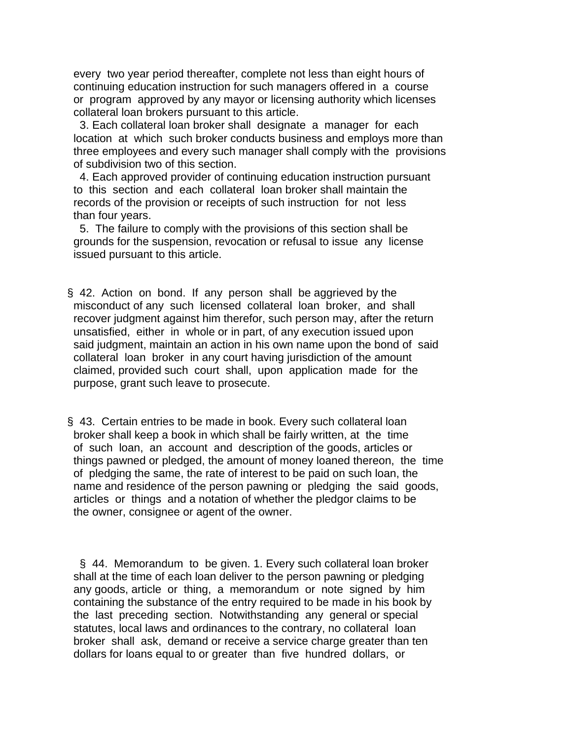every two year period thereafter, complete not less than eight hours of continuing education instruction for such managers offered in a course or program approved by any mayor or licensing authority which licenses collateral loan brokers pursuant to this article.

3. Each collateral loan broker shall designate a manager for each location at which such broker conducts business and employs more than three employees and every such manager shall comply with the provisions of subdivision two of this section.

4. Each approved provider of continuing education instruction pursuant to this section and each collateral loan broker shall maintain the records of the provision or receipts of such instruction for not less than four years.

5. The failure to comply with the provisions of this section shall be grounds for the suspension, revocation or refusal to issue any license issued pursuant to this article.

§ 42. Action on bond. If any person shall be aggrieved by the misconduct of any such licensed collateral loan broker, and shall recover judgment against him therefor, such person may, after the return unsatisfied, either in whole or in part, of any execution issued upon said judgment, maintain an action in his own name upon the bond of said collateral loan broker in any court having jurisdiction of the amount claimed, provided such court shall, upon application made for the purpose, grant such leave to prosecute.

§ 43. Certain entries to be made in book. Every such collateral loan broker shall keep a book in which shall be fairly written, at the time of such loan, an account and description of the goods, articles or things pawned or pledged, the amount of money loaned thereon, the time of pledging the same, the rate of interest to be paid on such loan, the name and residence of the person pawning or pledging the said goods, articles or things and a notation of whether the pledgor claims to be the owner, consignee or agent of the owner.

§ 44. Memorandum to be given. 1. Every such collateral loan broker shall at the time of each loan deliver to the person pawning or pledging any goods, article or thing, a memorandum or note signed by him containing the substance of the entry required to be made in his book by the last preceding section. Notwithstanding any general or special statutes, local laws and ordinances to the contrary, no collateral loan broker shall ask, demand or receive a service charge greater than ten dollars for loans equal to or greater than five hundred dollars, or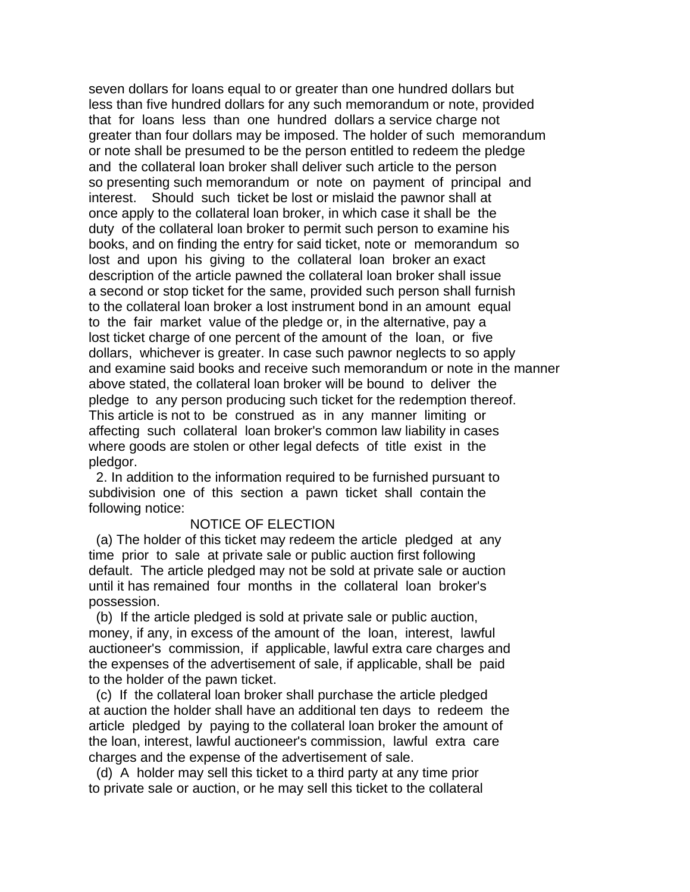seven dollars for loans equal to or greater than one hundred dollars but less than five hundred dollars for any such memorandum or note, provided that for loans less than one hundred dollars a service charge not greater than four dollars may be imposed. The holder of such memorandum or note shall be presumed to be the person entitled to redeem the pledge and the collateral loan broker shall deliver such article to the person so presenting such memorandum or note on payment of principal and interest. Should such ticket be lost or mislaid the pawnor shall at once apply to the collateral loan broker, in which case it shall be the duty of the collateral loan broker to permit such person to examine his books, and on finding the entry for said ticket, note or memorandum so lost and upon his giving to the collateral loan broker an exact description of the article pawned the collateral loan broker shall issue a second or stop ticket for the same, provided such person shall furnish to the collateral loan broker a lost instrument bond in an amount equal to the fair market value of the pledge or, in the alternative, pay a lost ticket charge of one percent of the amount of the loan, or five dollars, whichever is greater. In case such pawnor neglects to so apply and examine said books and receive such memorandum or note in the manner above stated, the collateral loan broker will be bound to deliver the pledge to any person producing such ticket for the redemption thereof. This article is not to be construed as in any manner limiting or affecting such collateral loan broker's common law liability in cases where goods are stolen or other legal defects of title exist in the pledgor.

2. In addition to the information required to be furnished pursuant to subdivision one of this section a pawn ticket shall contain the following notice:

NOTICE OF ELECTION

(a) The holder of this ticket may redeem the article pledged at any time prior to sale at private sale or public auction first following default. The article pledged may not be sold at private sale or auction until it has remained four months in the collateral loan broker's possession.

(b) If the article pledged is sold at private sale or public auction, money, if any, in excess of the amount of the loan, interest, lawful auctioneer's commission, if applicable, lawful extra care charges and the expenses of the advertisement of sale, if applicable, shall be paid to the holder of the pawn ticket.

(c) If the collateral loan broker shall purchase the article pledged at auction the holder shall have an additional ten days to redeem the article pledged by paying to the collateral loan broker the amount of the loan, interest, lawful auctioneer's commission, lawful extra care charges and the expense of the advertisement of sale.

(d) A holder may sell this ticket to a third party at any time prior to private sale or auction, or he may sell this ticket to the collateral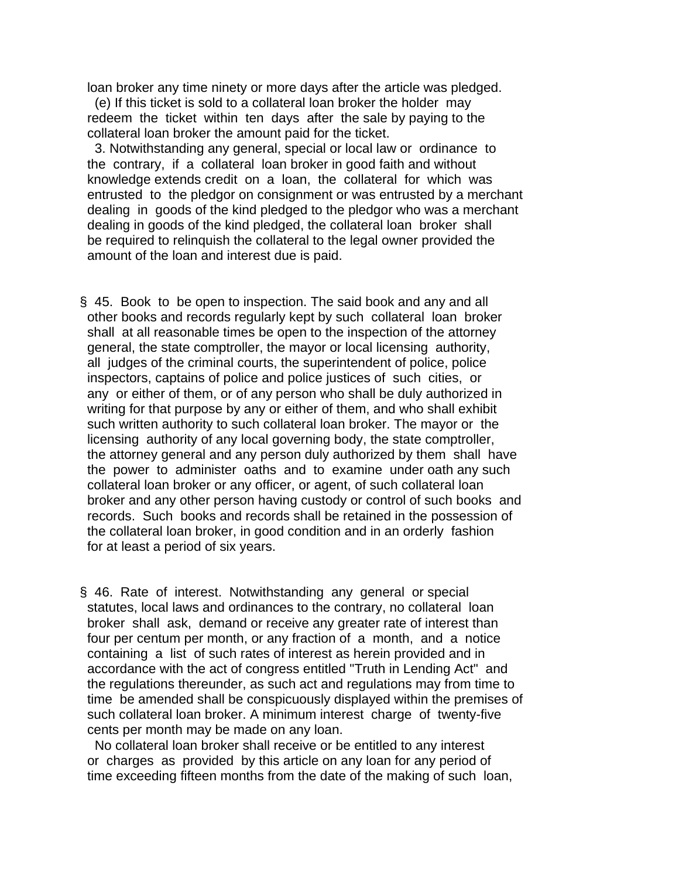loan broker any time ninety or more days after the article was pledged.

(e) If this ticket is sold to a collateral loan broker the holder may redeem the ticket within ten days after the sale by paying to the collateral loan broker the amount paid for the ticket.

3. Notwithstanding any general, special or local law or ordinance to the contrary, if a collateral loan broker in good faith and without knowledge extends credit on a loan, the collateral for which was entrusted to the pledgor on consignment or was entrusted by a merchant dealing in goods of the kind pledged to the pledgor who was a merchant dealing in goods of the kind pledged, the collateral loan broker shall be required to relinquish the collateral to the legal owner provided the amount of the loan and interest due is paid.

§ 45. Book to be open to inspection. The said book and any and all other books and records regularly kept by such collateral loan broker shall at all reasonable times be open to the inspection of the attorney general, the state comptroller, the mayor or local licensing authority, all judges of the criminal courts, the superintendent of police, police inspectors, captains of police and police justices of such cities, or any or either of them, or of any person who shall be duly authorized in writing for that purpose by any or either of them, and who shall exhibit such written authority to such collateral loan broker. The mayor or the licensing authority of any local governing body, the state comptroller, the attorney general and any person duly authorized by them shall have the power to administer oaths and to examine under oath any such collateral loan broker or any officer, or agent, of such collateral loan broker and any other person having custody or control of such books and records. Such books and records shall be retained in the possession of the collateral loan broker, in good condition and in an orderly fashion for at least a period of six years.

§ 46. Rate of interest. Notwithstanding any general or special statutes, local laws and ordinances to the contrary, no collateral loan broker shall ask, demand or receive any greater rate of interest than four per centum per month, or any fraction of a month, and a notice containing a list of such rates of interest as herein provided and in accordance with the act of congress entitled "Truth in Lending Act" and the regulations thereunder, as such act and regulations may from time to time be amended shall be conspicuously displayed within the premises of such collateral loan broker. A minimum interest charge of twenty-five cents per month may be made on any loan.

No collateral loan broker shall receive or be entitled to any interest or charges as provided by this article on any loan for any period of time exceeding fifteen months from the date of the making of such loan,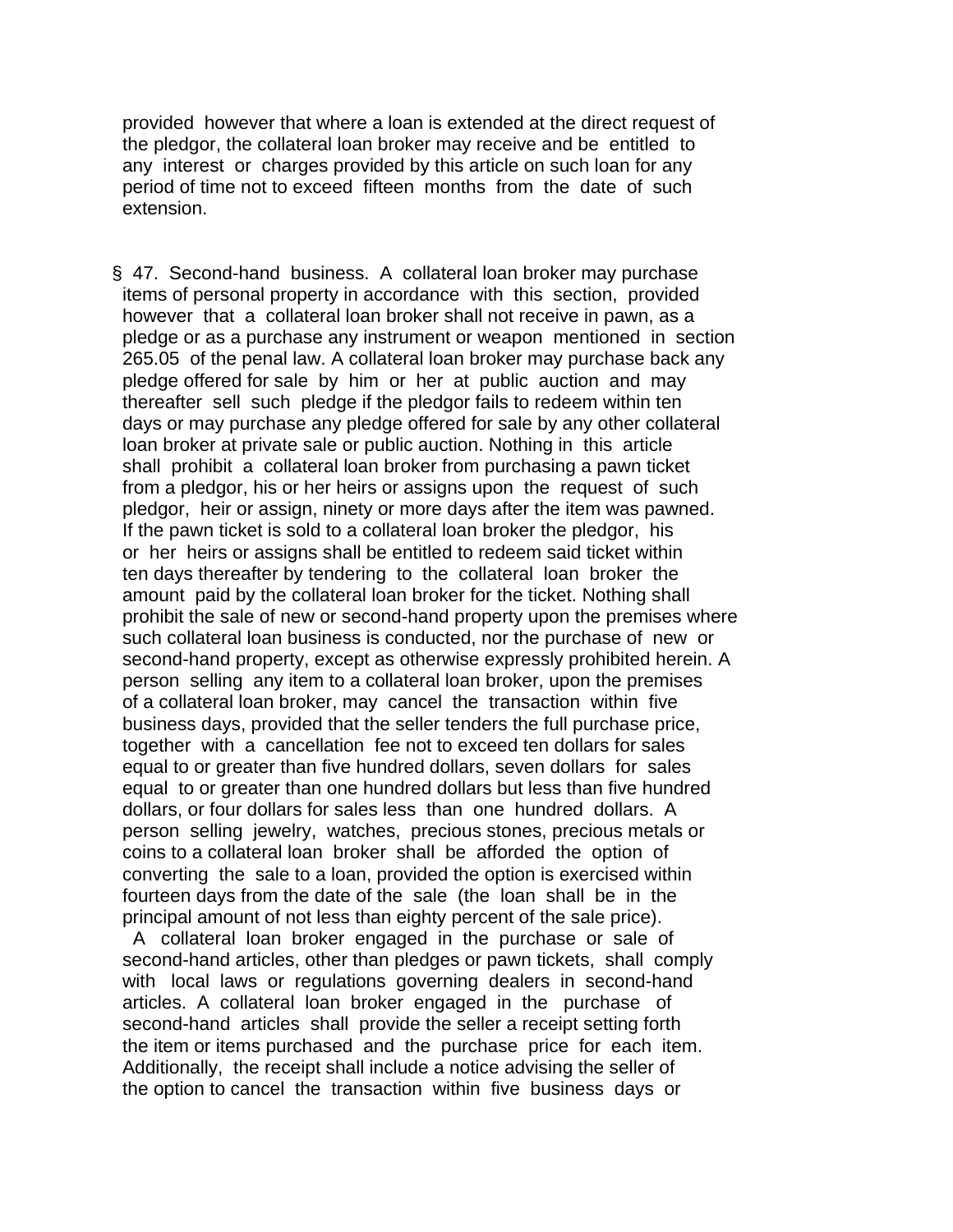provided however that where a loan is extended at the direct request of the pledgor, the collateral loan broker may receive and be entitled to any interest or charges provided by this article on such loan for any period of time not to exceed fifteen months from the date of such extension.

§ 47. Second-hand business. A collateral loan broker may purchase items of personal property in accordance with this section, provided however that a collateral loan broker shall not receive in pawn, as a pledge or as a purchase any instrument or weapon mentioned in section 265.05 of the penal law. A collateral loan broker may purchase back any pledge offered for sale by him or her at public auction and may thereafter sell such pledge if the pledgor fails to redeem within ten days or may purchase any pledge offered for sale by any other collateral loan broker at private sale or public auction. Nothing in this article shall prohibit a collateral loan broker from purchasing a pawn ticket from a pledgor, his or her heirs or assigns upon the request of such pledgor, heir or assign, ninety or more days after the item was pawned. If the pawn ticket is sold to a collateral loan broker the pledgor, his or her heirs or assigns shall be entitled to redeem said ticket within ten days thereafter by tendering to the collateral loan broker the amount paid by the collateral loan broker for the ticket. Nothing shall prohibit the sale of new or second-hand property upon the premises where such collateral loan business is conducted, nor the purchase of new or second-hand property, except as otherwise expressly prohibited herein. A person selling any item to a collateral loan broker, upon the premises of a collateral loan broker, may cancel the transaction within five business days, provided that the seller tenders the full purchase price, together with a cancellation fee not to exceed ten dollars for sales equal to or greater than five hundred dollars, seven dollars for sales equal to or greater than one hundred dollars but less than five hundred dollars, or four dollars for sales less than one hundred dollars. A person selling jewelry, watches, precious stones, precious metals or coins to a collateral loan broker shall be afforded the option of converting the sale to a loan, provided the option is exercised within fourteen days from the date of the sale (the loan shall be in the principal amount of not less than eighty percent of the sale price).

A collateral loan broker engaged in the purchase or sale of second-hand articles, other than pledges or pawn tickets, shall comply with local laws or regulations governing dealers in second-hand articles. A collateral loan broker engaged in the purchase of second-hand articles shall provide the seller a receipt setting forth the item or items purchased and the purchase price for each item. Additionally, the receipt shall include a notice advising the seller of the option to cancel the transaction within five business days or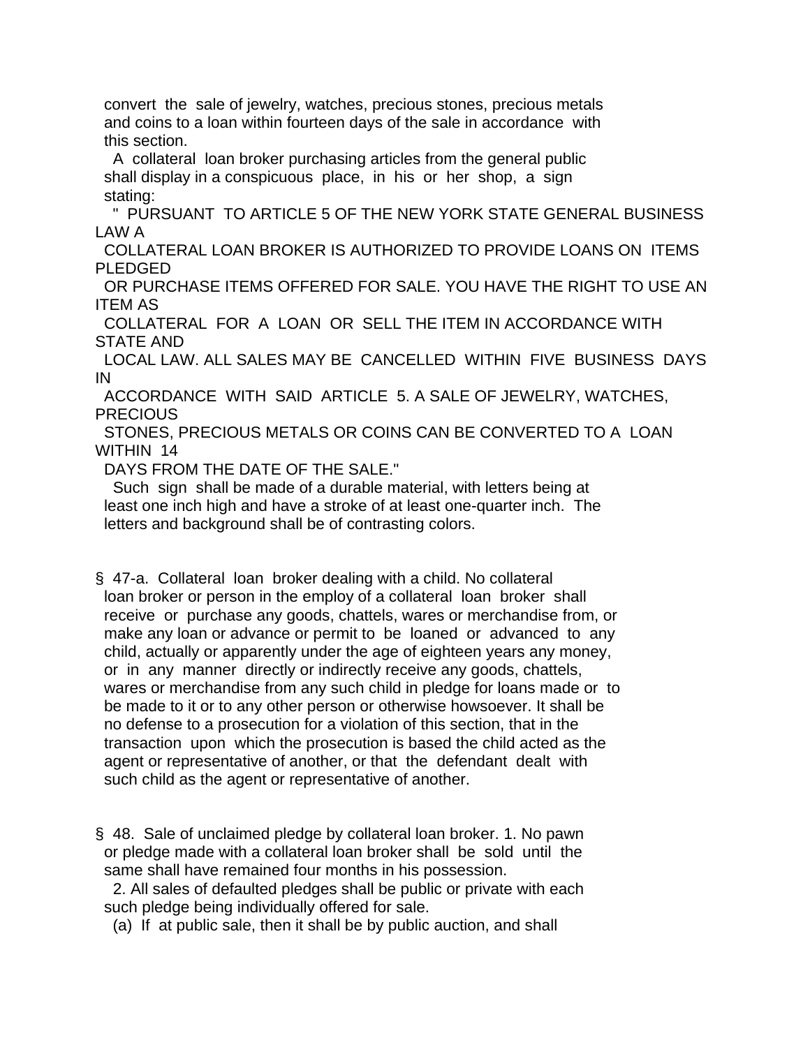convert the sale of jewelry, watches, precious stones, precious metals and coins to a loan within fourteen days of the sale in accordance with this section.

A collateral loan broker purchasing articles from the general public shall display in a conspicuous place, in his or her shop, a sign stating:

" PURSUANT TO ARTICLE 5 OF THE NEW YORK STATE GENERAL BUSINESS LAW A COLLATERAL LOAN BROKER IS AUTHORIZED TO PROVIDE LOANS ON ITEMS PLEDGED OR PURCHASE ITEMS OFFERED FOR SALE. YOU HAVE THE RIGHT TO USE AN ITEM AS COLLATERAL FOR A LOAN OR SELL THE ITEM IN ACCORDANCE WITH STATE AND LOCAL LAW. ALL SALES MAY BE CANCELLED WITHIN FIVE BUSINESS DAYS IN ACCORDANCE WITH SAID ARTICLE 5. A SALE OF JEWELRY, WATCHES, PRECIOUS STONES, PRECIOUS METALS OR COINS CAN BE CONVERTED TO A LOAN WITHIN 14 DAYS FROM THE DATE OF THE SALE."

Such sign shall be made of a durable material, with letters being at least one inch high and have a stroke of at least one-quarter inch. The letters and background shall be of contrasting colors.

§ 47-a. Collateral loan broker dealing with a child. No collateral loan broker or person in the employ of a collateral loan broker shall receive or purchase any goods, chattels, wares or merchandise from, or make any loan or advance or permit to be loaned or advanced to any child, actually or apparently under the age of eighteen years any money, or in any manner directly or indirectly receive any goods, chattels, wares or merchandise from any such child in pledge for loans made or to be made to it or to any other person or otherwise howsoever. It shall be no defense to a prosecution for a violation of this section, that in the transaction upon which the prosecution is based the child acted as the agent or representative of another, or that the defendant dealt with such child as the agent or representative of another.

§ 48. Sale of unclaimed pledge by collateral loan broker. 1. No pawn or pledge made with a collateral loan broker shall be sold until the same shall have remained four months in his possession.

2. All sales of defaulted pledges shall be public or private with each such pledge being individually offered for sale.

(a) If at public sale, then it shall be by public auction, and shall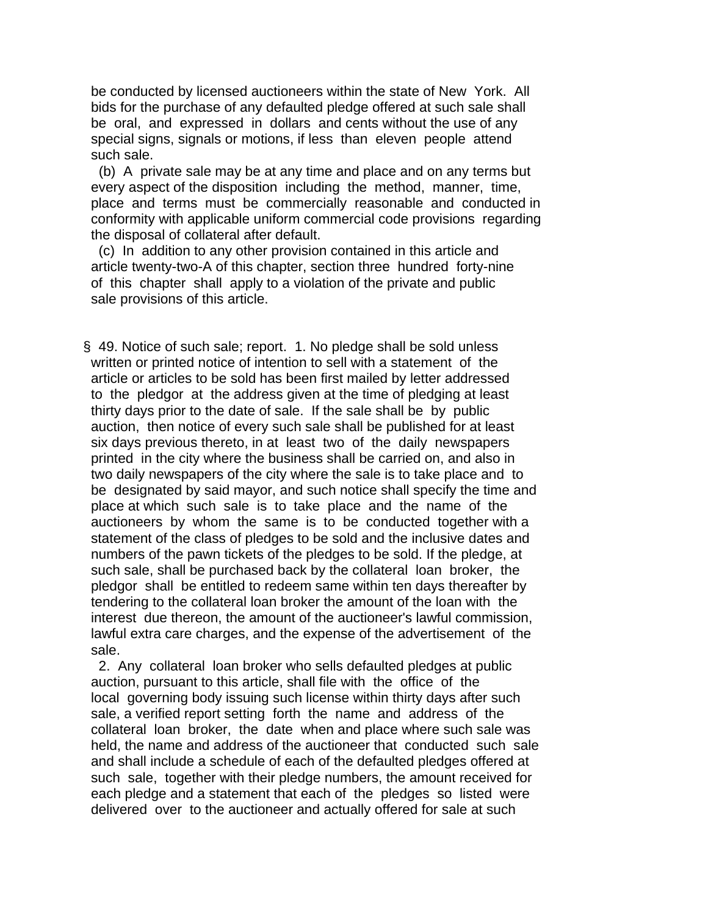be conducted by licensed auctioneers within the state of New York. All bids for the purchase of any defaulted pledge offered at such sale shall be oral, and expressed in dollars and cents without the use of any special signs, signals or motions, if less than eleven people attend such sale.

(b) A private sale may be at any time and place and on any terms but every aspect of the disposition including the method, manner, time, place and terms must be commercially reasonable and conducted in conformity with applicable uniform commercial code provisions regarding the disposal of collateral after default.

(c) In addition to any other provision contained in this article and article twenty-two-A of this chapter, section three hundred forty-nine of this chapter shall apply to a violation of the private and public sale provisions of this article.

§ 49. Notice of such sale; report. 1. No pledge shall be sold unless written or printed notice of intention to sell with a statement of the article or articles to be sold has been first mailed by letter addressed to the pledgor at the address given at the time of pledging at least thirty days prior to the date of sale. If the sale shall be by public auction, then notice of every such sale shall be published for at least six days previous thereto, in at least two of the daily newspapers printed in the city where the business shall be carried on, and also in two daily newspapers of the city where the sale is to take place and to be designated by said mayor, and such notice shall specify the time and place at which such sale is to take place and the name of the auctioneers by whom the same is to be conducted together with a statement of the class of pledges to be sold and the inclusive dates and numbers of the pawn tickets of the pledges to be sold. If the pledge, at such sale, shall be purchased back by the collateral loan broker, the pledgor shall be entitled to redeem same within ten days thereafter by tendering to the collateral loan broker the amount of the loan with the interest due thereon, the amount of the auctioneer's lawful commission, lawful extra care charges, and the expense of the advertisement of the sale.

2. Any collateral loan broker who sells defaulted pledges at public auction, pursuant to this article, shall file with the office of the local governing body issuing such license within thirty days after such sale, a verified report setting forth the name and address of the collateral loan broker, the date when and place where such sale was held, the name and address of the auctioneer that conducted such sale and shall include a schedule of each of the defaulted pledges offered at such sale, together with their pledge numbers, the amount received for each pledge and a statement that each of the pledges so listed were delivered over to the auctioneer and actually offered for sale at such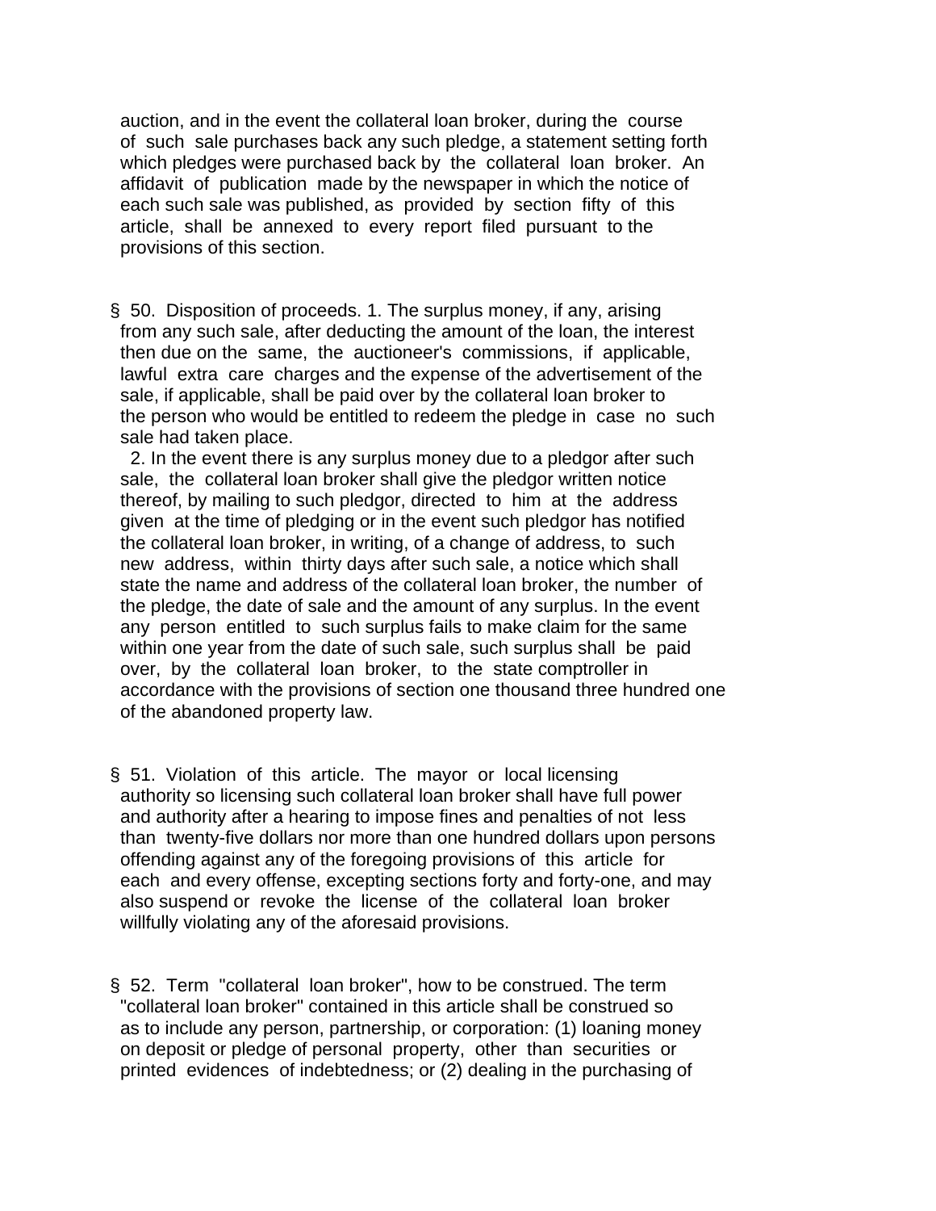auction, and in the event the collateral loan broker, during the course of such sale purchases back any such pledge, a statement setting forth which pledges were purchased back by the collateral loan broker. An affidavit of publication made by the newspaper in which the notice of each such sale was published, as provided by section fifty of this article, shall be annexed to every report filed pursuant to the provisions of this section.

§ 50. Disposition of proceeds. 1. The surplus money, if any, arising from any such sale, after deducting the amount of the loan, the interest then due on the same, the auctioneer's commissions, if applicable, lawful extra care charges and the expense of the advertisement of the sale, if applicable, shall be paid over by the collateral loan broker to the person who would be entitled to redeem the pledge in case no such sale had taken place.

2. In the event there is any surplus money due to a pledgor after such sale, the collateral loan broker shall give the pledgor written notice thereof, by mailing to such pledgor, directed to him at the address given at the time of pledging or in the event such pledgor has notified the collateral loan broker, in writing, of a change of address, to such new address, within thirty days after such sale, a notice which shall state the name and address of the collateral loan broker, the number of the pledge, the date of sale and the amount of any surplus. In the event any person entitled to such surplus fails to make claim for the same within one year from the date of such sale, such surplus shall be paid over, by the collateral loan broker, to the state comptroller in accordance with the provisions of section one thousand three hundred one of the abandoned property law.

§ 51. Violation of this article. The mayor or local licensing authority so licensing such collateral loan broker shall have full power and authority after a hearing to impose fines and penalties of not less than twenty-five dollars nor more than one hundred dollars upon persons offending against any of the foregoing provisions of this article for each and every offense, excepting sections forty and forty-one, and may also suspend or revoke the license of the collateral loan broker willfully violating any of the aforesaid provisions.

§ 52. Term "collateral loan broker", how to be construed. The term "collateral loan broker" contained in this article shall be construed so as to include any person, partnership, or corporation: (1) loaning money on deposit or pledge of personal property, other than securities or printed evidences of indebtedness; or (2) dealing in the purchasing of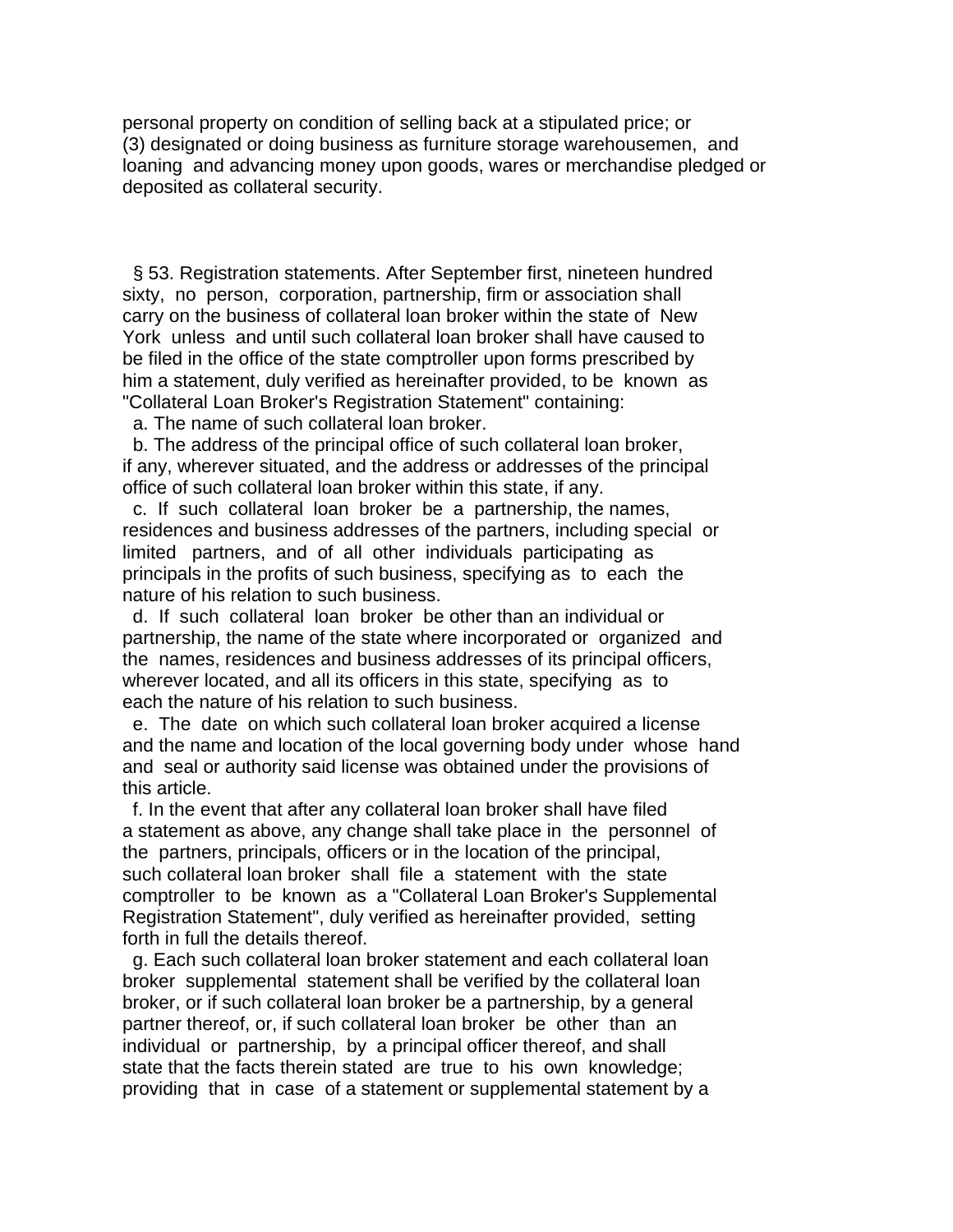personal property on condition of selling back at a stipulated price; or
(3) designated or doing business as furniture storage warehousemen, and loaning and advancing money upon goods, wares or merchandise pledged or deposited as collateral security.

§ 53. Registration statements. After September first, nineteen hundred sixty, no person, corporation, partnership, firm or association shall carry on the business of collateral loan broker within the state of New York unless and until such collateral loan broker shall have caused to be filed in the office of the state comptroller upon forms prescribed by him a statement, duly verified as hereinafter provided, to be known as "Collateral Loan Broker's Registration Statement" containing:

a. The name of such collateral loan broker.

b. The address of the principal office of such collateral loan broker, if any, wherever situated, and the address or addresses of the principal office of such collateral loan broker within this state, if any.

c. If such collateral loan broker be a partnership, the names, residences and business addresses of the partners, including special or limited partners, and of all other individuals participating as principals in the profits of such business, specifying as to each the nature of his relation to such business.

d. If such collateral loan broker be other than an individual or partnership, the name of the state where incorporated or organized and the names, residences and business addresses of its principal officers, wherever located, and all its officers in this state, specifying as to each the nature of his relation to such business.

e. The date on which such collateral loan broker acquired a license and the name and location of the local governing body under whose hand and seal or authority said license was obtained under the provisions of this article.

f. In the event that after any collateral loan broker shall have filed a statement as above, any change shall take place in the personnel of the partners, principals, officers or in the location of the principal, such collateral loan broker shall file a statement with the state comptroller to be known as a "Collateral Loan Broker's Supplemental Registration Statement", duly verified as hereinafter provided, setting forth in full the details thereof.

g. Each such collateral loan broker statement and each collateral loan broker supplemental statement shall be verified by the collateral loan broker, or if such collateral loan broker be a partnership, by a general partner thereof, or, if such collateral loan broker be other than an individual or partnership, by a principal officer thereof, and shall state that the facts therein stated are true to his own knowledge; providing that in case of a statement or supplemental statement by a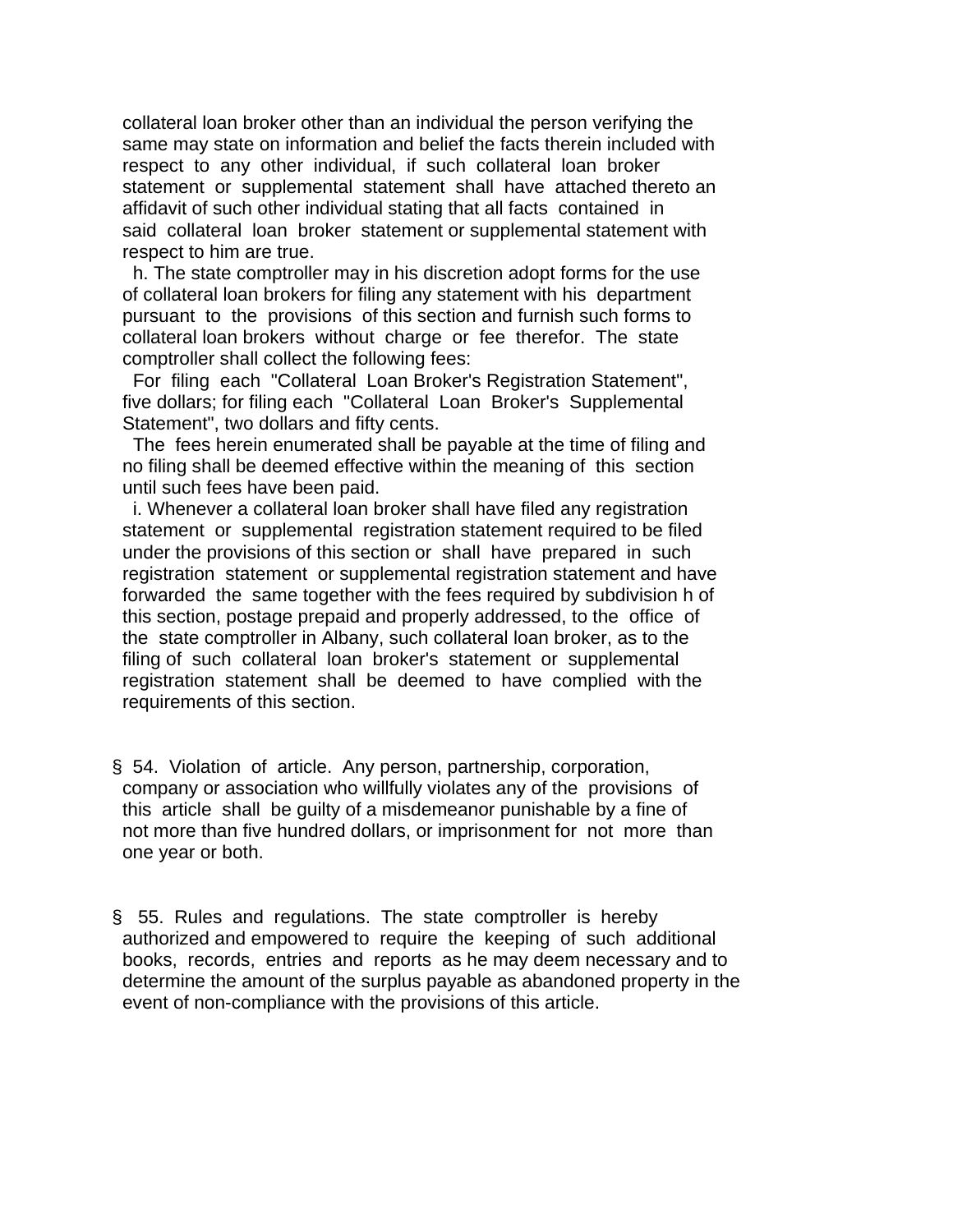collateral loan broker other than an individual the person verifying the same may state on information and belief the facts therein included with respect to any other individual, if such collateral loan broker statement or supplemental statement shall have attached thereto an affidavit of such other individual stating that all facts contained in said collateral loan broker statement or supplemental statement with respect to him are true.

h. The state comptroller may in his discretion adopt forms for the use of collateral loan brokers for filing any statement with his department pursuant to the provisions of this section and furnish such forms to collateral loan brokers without charge or fee therefor. The state comptroller shall collect the following fees:

For filing each "Collateral Loan Broker's Registration Statement", five dollars; for filing each "Collateral Loan Broker's Supplemental Statement", two dollars and fifty cents.

The fees herein enumerated shall be payable at the time of filing and no filing shall be deemed effective within the meaning of this section until such fees have been paid.

i. Whenever a collateral loan broker shall have filed any registration statement or supplemental registration statement required to be filed under the provisions of this section or shall have prepared in such registration statement or supplemental registration statement and have forwarded the same together with the fees required by subdivision h of this section, postage prepaid and properly addressed, to the office of the state comptroller in Albany, such collateral loan broker, as to the filing of such collateral loan broker's statement or supplemental registration statement shall be deemed to have complied with the requirements of this section.

§ 54. Violation of article. Any person, partnership, corporation, company or association who willfully violates any of the provisions of this article shall be guilty of a misdemeanor punishable by a fine of not more than five hundred dollars, or imprisonment for not more than one year or both.

§ 55. Rules and regulations. The state comptroller is hereby authorized and empowered to require the keeping of such additional books, records, entries and reports as he may deem necessary and to determine the amount of the surplus payable as abandoned property in the event of non-compliance with the provisions of this article.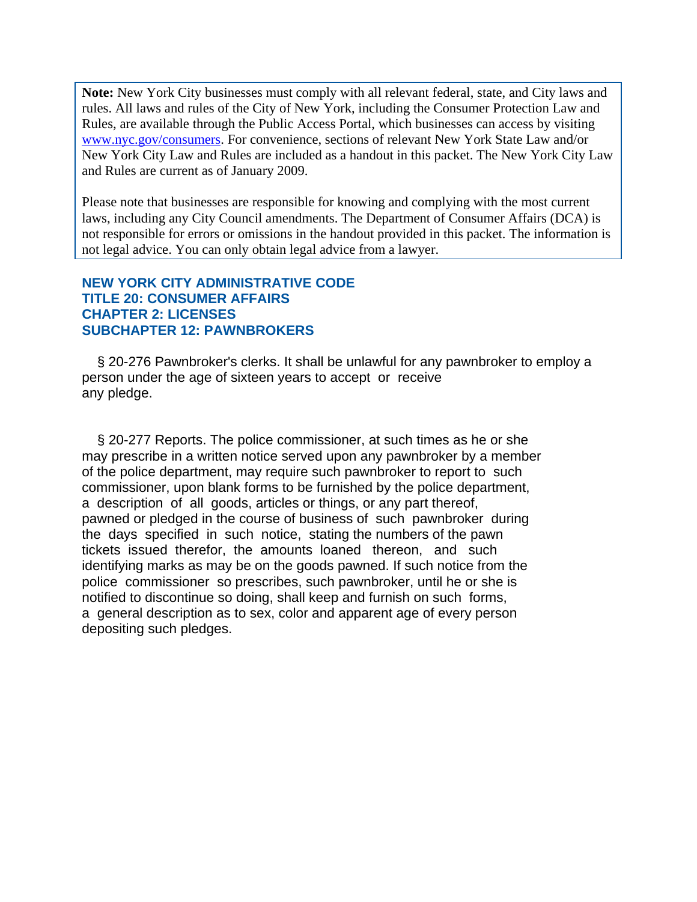**Note:** New York City businesses must comply with all relevant federal, state, and City laws and rules. All laws and rules of the City of New York, including the Consumer Protection Law and Rules, are available through the Public Access Portal, which businesses can access by visiting www.nyc.gov/consumers. For convenience, sections of relevant New York State Law and/or New York City Law and Rules are included as a handout in this packet. The New York City Law and Rules are current as of January 2009.

Please note that businesses are responsible for knowing and complying with the most current laws, including any City Council amendments. The Department of Consumer Affairs (DCA) is not responsible for errors or omissions in the handout provided in this packet. The information is not legal advice. You can only obtain legal advice from a lawyer.

## NEW YORK CITY ADMINISTRATIVE CODE
## TITLE 20: CONSUMER AFFAIRS
## CHAPTER 2: LICENSES
## SUBCHAPTER 12: PAWNBROKERS

§ 20-276 Pawnbroker's clerks. It shall be unlawful for any pawnbroker to employ a person under the age of sixteen years to accept or receive any pledge.

§ 20-277 Reports. The police commissioner, at such times as he or she may prescribe in a written notice served upon any pawnbroker by a member of the police department, may require such pawnbroker to report to such commissioner, upon blank forms to be furnished by the police department, a description of all goods, articles or things, or any part thereof, pawned or pledged in the course of business of such pawnbroker during the days specified in such notice, stating the numbers of the pawn tickets issued therefor, the amounts loaned thereon, and such identifying marks as may be on the goods pawned. If such notice from the police commissioner so prescribes, such pawnbroker, until he or she is notified to discontinue so doing, shall keep and furnish on such forms, a general description as to sex, color and apparent age of every person depositing such pledges.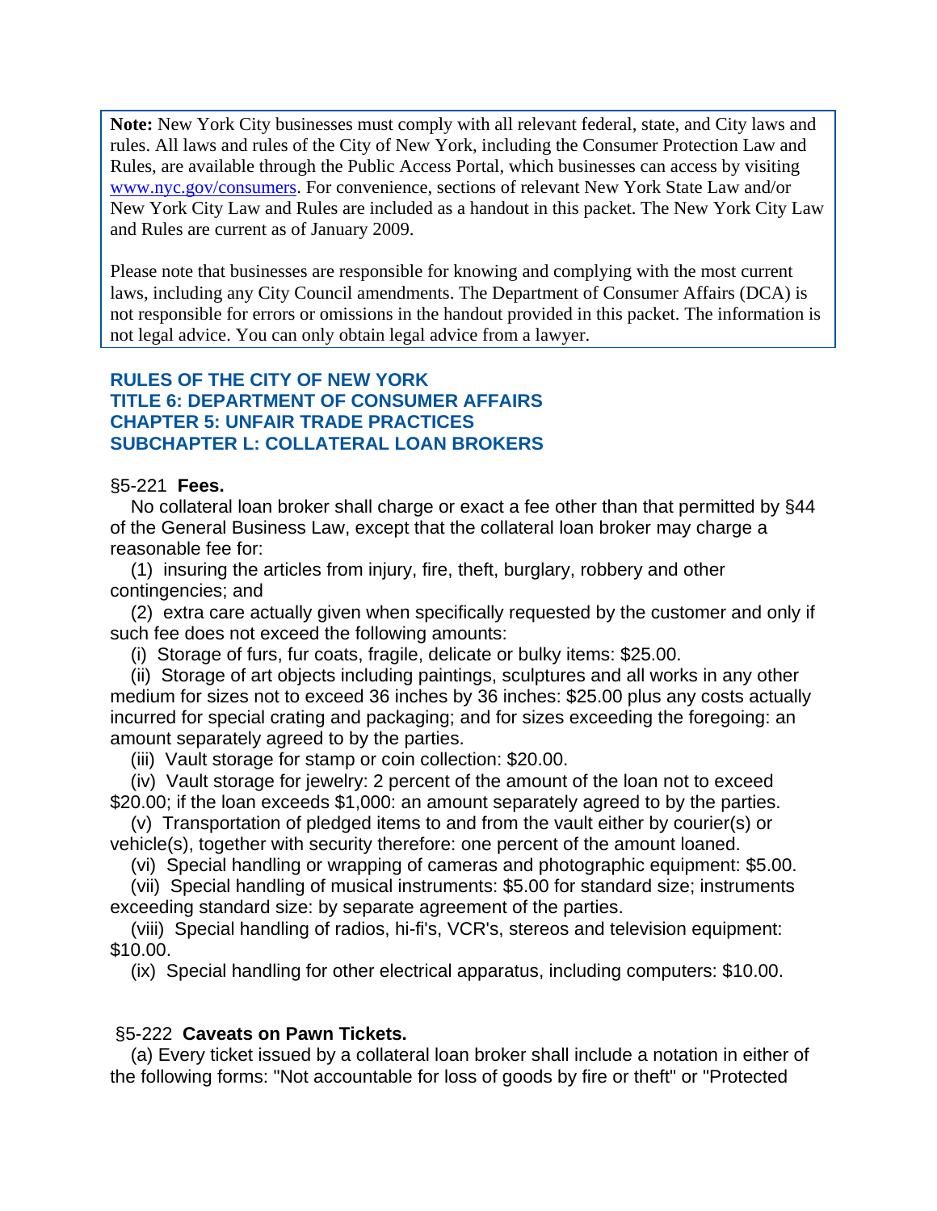**Note:** New York City businesses must comply with all relevant federal, state, and City laws and rules. All laws and rules of the City of New York, including the Consumer Protection Law and Rules, are available through the Public Access Portal, which businesses can access by visiting [www.nyc.gov/consumers](http://www.nyc.gov/consumers). For convenience, sections of relevant New York State Law and/or New York City Law and Rules are included as a handout in this packet. The New York City Law and Rules are current as of January 2009.

Please note that businesses are responsible for knowing and complying with the most current laws, including any City Council amendments. The Department of Consumer Affairs (DCA) is not responsible for errors or omissions in the handout provided in this packet. The information is not legal advice. You can only obtain legal advice from a lawyer.

## RULES OF THE CITY OF NEW YORK
## TITLE 6: DEPARTMENT OF CONSUMER AFFAIRS
## CHAPTER 5: UNFAIR TRADE PRACTICES
## SUBCHAPTER L: COLLATERAL LOAN BROKERS

§5-221 **Fees.**

No collateral loan broker shall charge or exact a fee other than that permitted by §44 of the General Business Law, except that the collateral loan broker may charge a reasonable fee for:

(1) insuring the articles from injury, fire, theft, burglary, robbery and other contingencies; and

(2) extra care actually given when specifically requested by the customer and only if such fee does not exceed the following amounts:

(i) Storage of furs, fur coats, fragile, delicate or bulky items: $25.00.

(ii) Storage of art objects including paintings, sculptures and all works in any other medium for sizes not to exceed 36 inches by 36 inches: $25.00 plus any costs actually incurred for special crating and packaging; and for sizes exceeding the foregoing: an amount separately agreed to by the parties.

(iii) Vault storage for stamp or coin collection: $20.00.

(iv) Vault storage for jewelry: 2 percent of the amount of the loan not to exceed $20.00; if the loan exceeds $1,000: an amount separately agreed to by the parties.

(v) Transportation of pledged items to and from the vault either by courier(s) or vehicle(s), together with security therefore: one percent of the amount loaned.

(vi) Special handling or wrapping of cameras and photographic equipment: $5.00.

(vii) Special handling of musical instruments: $5.00 for standard size; instruments exceeding standard size: by separate agreement of the parties.

(viii) Special handling of radios, hi-fi's, VCR's, stereos and television equipment: $10.00.

(ix) Special handling for other electrical apparatus, including computers: $10.00.

§5-222 **Caveats on Pawn Tickets.**

(a) Every ticket issued by a collateral loan broker shall include a notation in either of the following forms: "Not accountable for loss of goods by fire or theft" or "Protected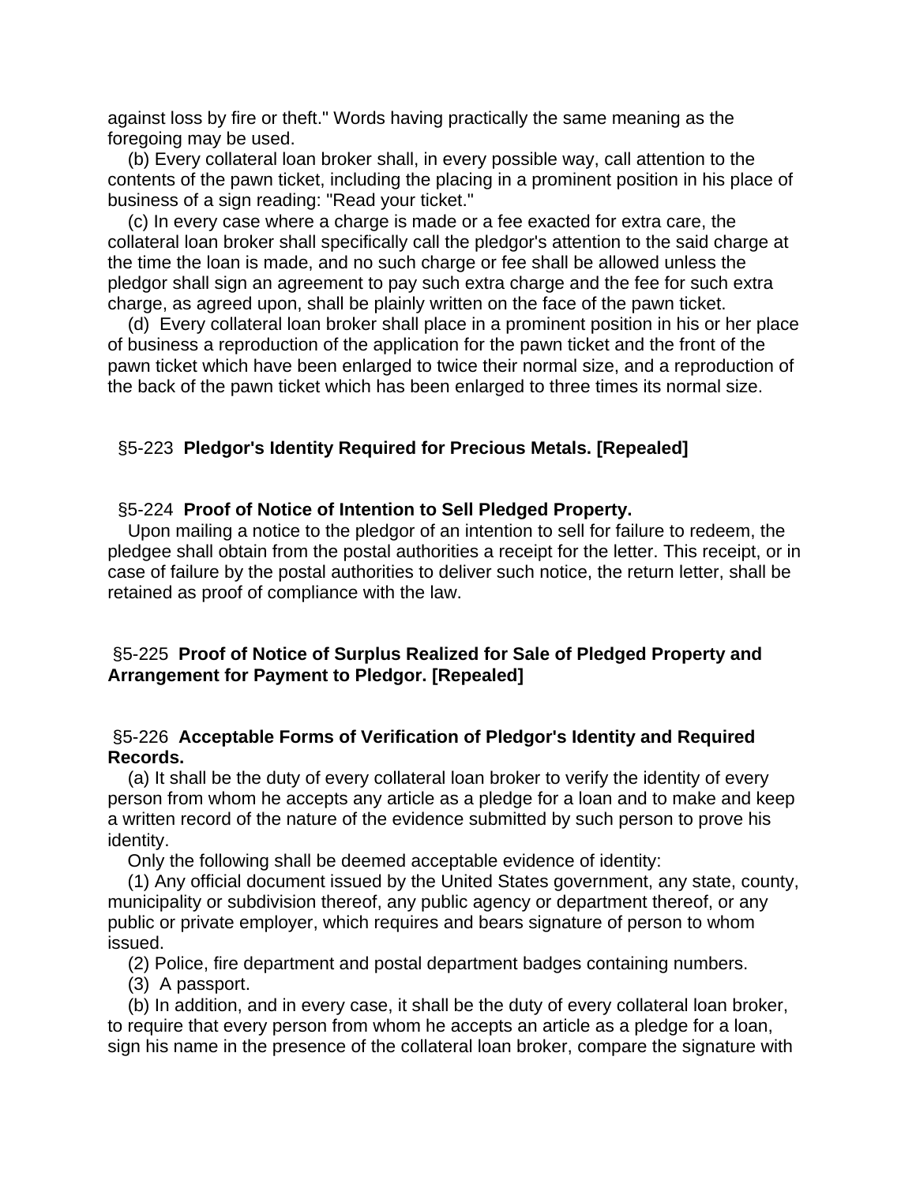against loss by fire or theft." Words having practically the same meaning as the foregoing may be used.

(b) Every collateral loan broker shall, in every possible way, call attention to the contents of the pawn ticket, including the placing in a prominent position in his place of business of a sign reading: "Read your ticket."

(c) In every case where a charge is made or a fee exacted for extra care, the collateral loan broker shall specifically call the pledgor's attention to the said charge at the time the loan is made, and no such charge or fee shall be allowed unless the pledgor shall sign an agreement to pay such extra charge and the fee for such extra charge, as agreed upon, shall be plainly written on the face of the pawn ticket.

(d) Every collateral loan broker shall place in a prominent position in his or her place of business a reproduction of the application for the pawn ticket and the front of the pawn ticket which have been enlarged to twice their normal size, and a reproduction of the back of the pawn ticket which has been enlarged to three times its normal size.

§5-223 **Pledgor's Identity Required for Precious Metals. [Repealed]**

§5-224 **Proof of Notice of Intention to Sell Pledged Property.**

Upon mailing a notice to the pledgor of an intention to sell for failure to redeem, the pledgee shall obtain from the postal authorities a receipt for the letter. This receipt, or in case of failure by the postal authorities to deliver such notice, the return letter, shall be retained as proof of compliance with the law.

§5-225 **Proof of Notice of Surplus Realized for Sale of Pledged Property and Arrangement for Payment to Pledgor. [Repealed]**

§5-226 **Acceptable Forms of Verification of Pledgor's Identity and Required Records.**

(a) It shall be the duty of every collateral loan broker to verify the identity of every person from whom he accepts any article as a pledge for a loan and to make and keep a written record of the nature of the evidence submitted by such person to prove his identity.

Only the following shall be deemed acceptable evidence of identity:

(1) Any official document issued by the United States government, any state, county, municipality or subdivision thereof, any public agency or department thereof, or any public or private employer, which requires and bears signature of person to whom issued.

(2) Police, fire department and postal department badges containing numbers.

(3) A passport.

(b) In addition, and in every case, it shall be the duty of every collateral loan broker, to require that every person from whom he accepts an article as a pledge for a loan, sign his name in the presence of the collateral loan broker, compare the signature with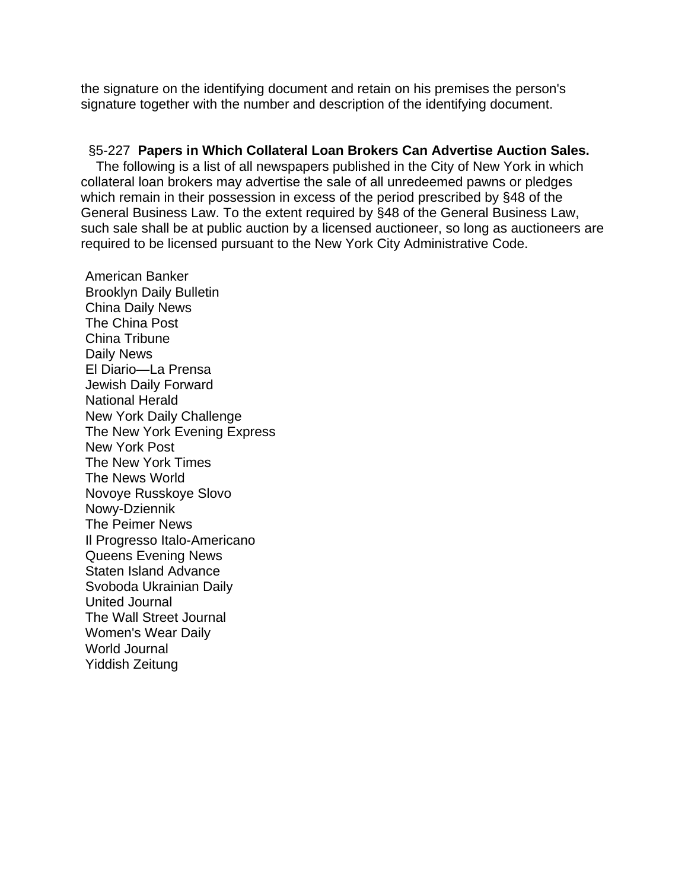the signature on the identifying document and retain on his premises the person's signature together with the number and description of the identifying document.

### §5-227 Papers in Which Collateral Loan Brokers Can Advertise Auction Sales.

The following is a list of all newspapers published in the City of New York in which collateral loan brokers may advertise the sale of all unredeemed pawns or pledges which remain in their possession in excess of the period prescribed by §48 of the General Business Law. To the extent required by §48 of the General Business Law, such sale shall be at public auction by a licensed auctioneer, so long as auctioneers are required to be licensed pursuant to the New York City Administrative Code.

American Banker
Brooklyn Daily Bulletin
China Daily News
The China Post
China Tribune
Daily News
El Diario—La Prensa
Jewish Daily Forward
National Herald
New York Daily Challenge
The New York Evening Express
New York Post
The New York Times
The News World
Novoye Russkoye Slovo
Nowy-Dziennik
The Peimer News
Il Progresso Italo-Americano
Queens Evening News
Staten Island Advance
Svoboda Ukrainian Daily
United Journal
The Wall Street Journal
Women's Wear Daily
World Journal
Yiddish Zeitung